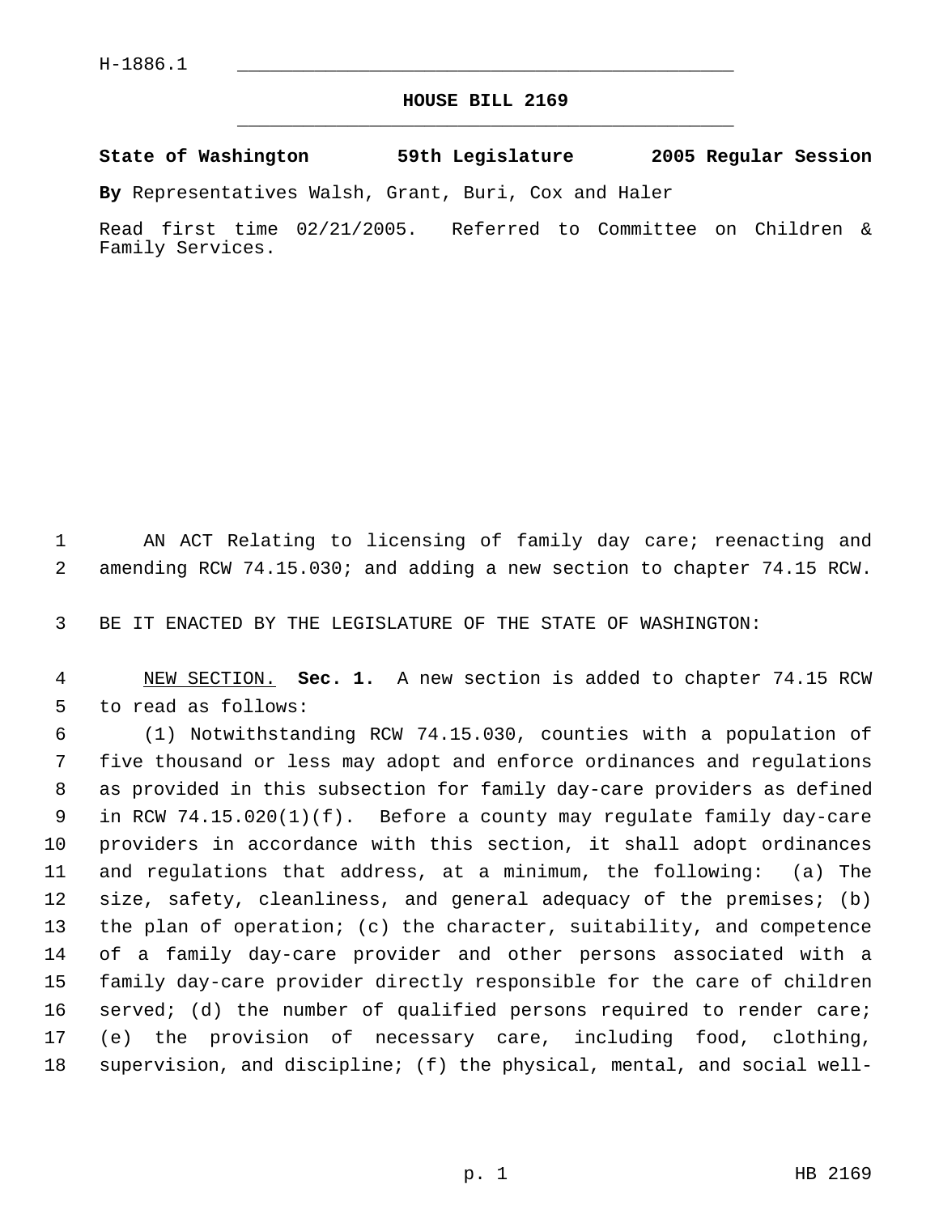H-1886.1

# HOUSE BILL 2169

**State of Washington 59th Legislature 2005 Regular Session**

**By** Representatives Walsh, Grant, Buri, Cox and Haler

Read first time 02/21/2005. Referred to Committee on Children & Family Services.

AN ACT Relating to licensing of family day care; reenacting and amending RCW 74.15.030; and adding a new section to chapter 74.15 RCW.

BE IT ENACTED BY THE LEGISLATURE OF THE STATE OF WASHINGTON:

NEW SECTION. **Sec. 1.** A new section is added to chapter 74.15 RCW to read as follows:

(1) Notwithstanding RCW 74.15.030, counties with a population of five thousand or less may adopt and enforce ordinances and regulations as provided in this subsection for family day-care providers as defined in RCW 74.15.020(1)(f). Before a county may regulate family day-care providers in accordance with this section, it shall adopt ordinances and regulations that address, at a minimum, the following: (a) The size, safety, cleanliness, and general adequacy of the premises; (b) the plan of operation; (c) the character, suitability, and competence of a family day-care provider and other persons associated with a family day-care provider directly responsible for the care of children served; (d) the number of qualified persons required to render care; (e) the provision of necessary care, including food, clothing, supervision, and discipline; (f) the physical, mental, and social well-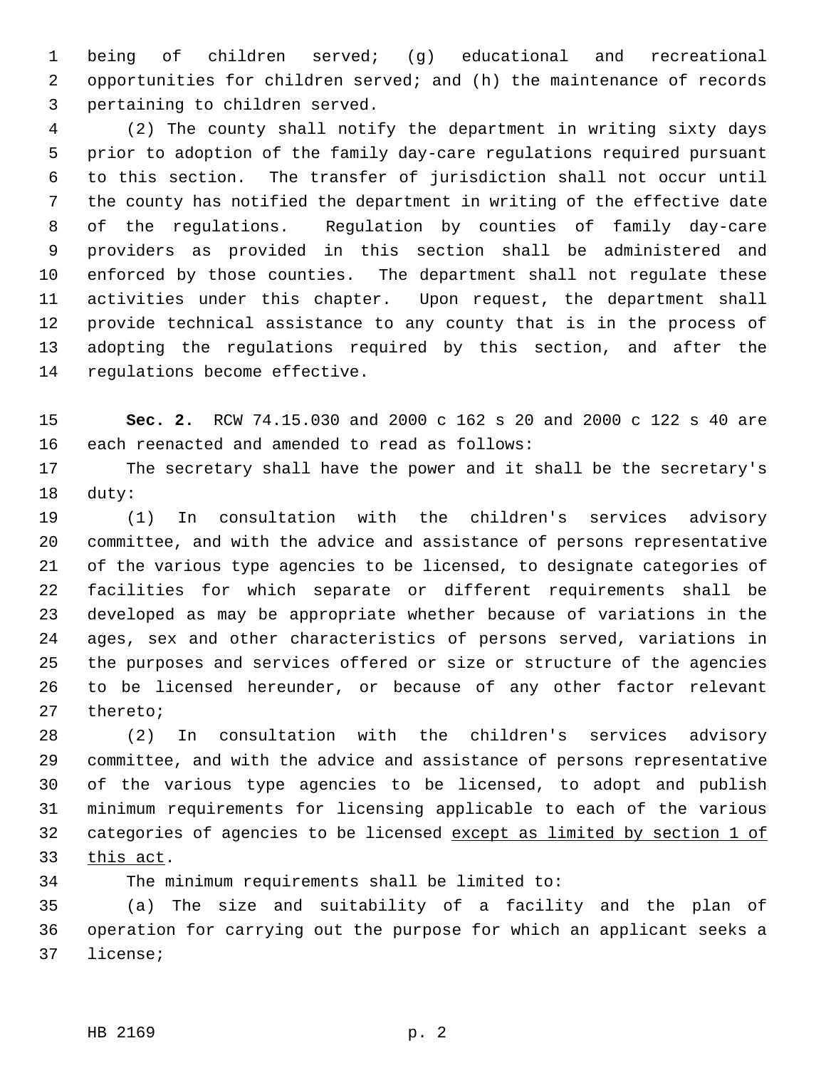being of children served; (g) educational and recreational opportunities for children served; and (h) the maintenance of records pertaining to children served.

(2) The county shall notify the department in writing sixty days prior to adoption of the family day-care regulations required pursuant to this section. The transfer of jurisdiction shall not occur until the county has notified the department in writing of the effective date of the regulations. Regulation by counties of family day-care providers as provided in this section shall be administered and enforced by those counties. The department shall not regulate these activities under this chapter. Upon request, the department shall provide technical assistance to any county that is in the process of adopting the regulations required by this section, and after the regulations become effective.

**Sec. 2.** RCW 74.15.030 and 2000 c 162 s 20 and 2000 c 122 s 40 are each reenacted and amended to read as follows:

The secretary shall have the power and it shall be the secretary's duty:

(1) In consultation with the children's services advisory committee, and with the advice and assistance of persons representative of the various type agencies to be licensed, to designate categories of facilities for which separate or different requirements shall be developed as may be appropriate whether because of variations in the ages, sex and other characteristics of persons served, variations in the purposes and services offered or size or structure of the agencies to be licensed hereunder, or because of any other factor relevant thereto;

(2) In consultation with the children's services advisory committee, and with the advice and assistance of persons representative of the various type agencies to be licensed, to adopt and publish minimum requirements for licensing applicable to each of the various categories of agencies to be licensed <u>except as limited by section 1 of this act</u>.

The minimum requirements shall be limited to:

(a) The size and suitability of a facility and the plan of operation for carrying out the purpose for which an applicant seeks a license;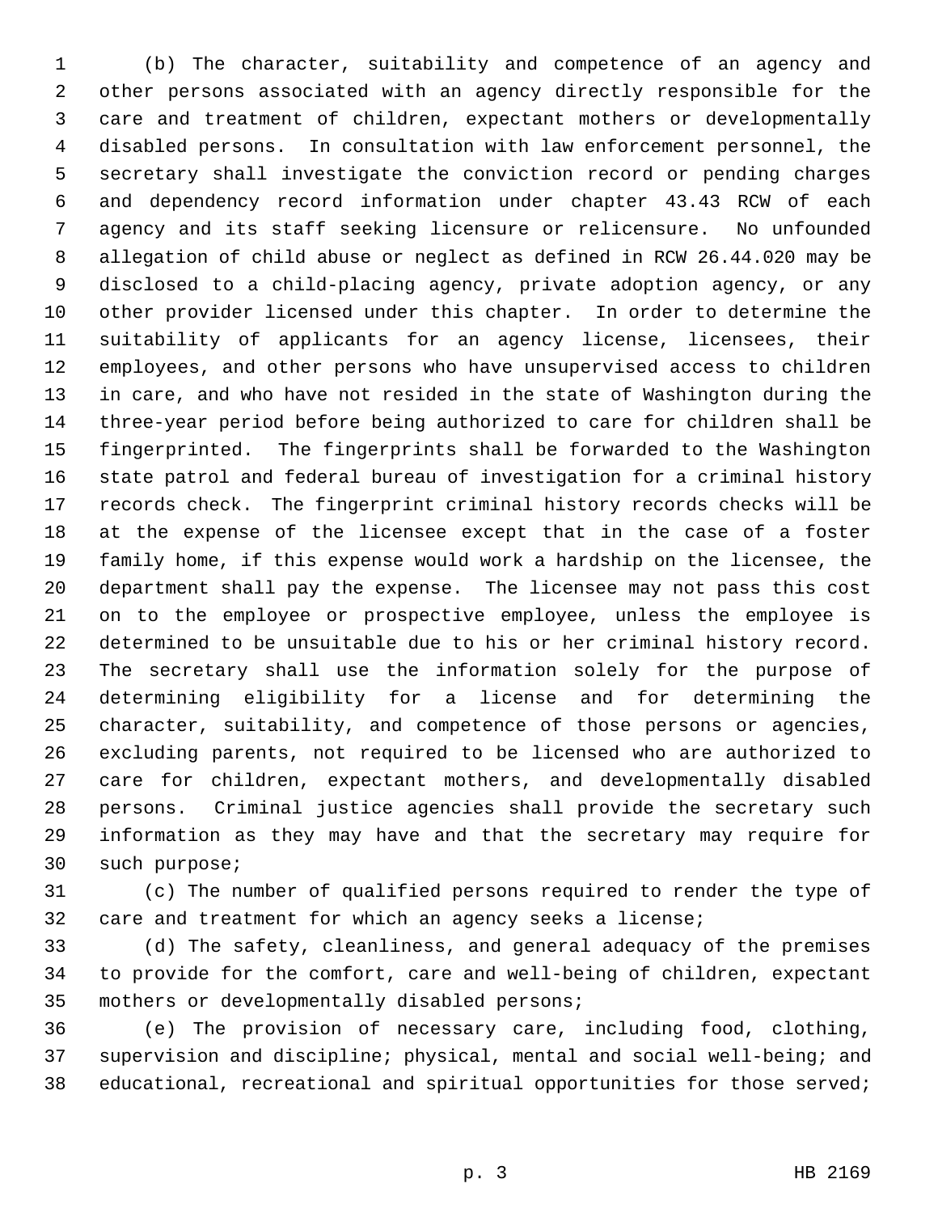(b) The character, suitability and competence of an agency and other persons associated with an agency directly responsible for the care and treatment of children, expectant mothers or developmentally disabled persons. In consultation with law enforcement personnel, the secretary shall investigate the conviction record or pending charges and dependency record information under chapter 43.43 RCW of each agency and its staff seeking licensure or relicensure. No unfounded allegation of child abuse or neglect as defined in RCW 26.44.020 may be disclosed to a child-placing agency, private adoption agency, or any other provider licensed under this chapter. In order to determine the suitability of applicants for an agency license, licensees, their employees, and other persons who have unsupervised access to children in care, and who have not resided in the state of Washington during the three-year period before being authorized to care for children shall be fingerprinted. The fingerprints shall be forwarded to the Washington state patrol and federal bureau of investigation for a criminal history records check. The fingerprint criminal history records checks will be at the expense of the licensee except that in the case of a foster family home, if this expense would work a hardship on the licensee, the department shall pay the expense. The licensee may not pass this cost on to the employee or prospective employee, unless the employee is determined to be unsuitable due to his or her criminal history record. The secretary shall use the information solely for the purpose of determining eligibility for a license and for determining the character, suitability, and competence of those persons or agencies, excluding parents, not required to be licensed who are authorized to care for children, expectant mothers, and developmentally disabled persons. Criminal justice agencies shall provide the secretary such information as they may have and that the secretary may require for such purpose;

(c) The number of qualified persons required to render the type of care and treatment for which an agency seeks a license;

(d) The safety, cleanliness, and general adequacy of the premises to provide for the comfort, care and well-being of children, expectant mothers or developmentally disabled persons;

(e) The provision of necessary care, including food, clothing, supervision and discipline; physical, mental and social well-being; and educational, recreational and spiritual opportunities for those served;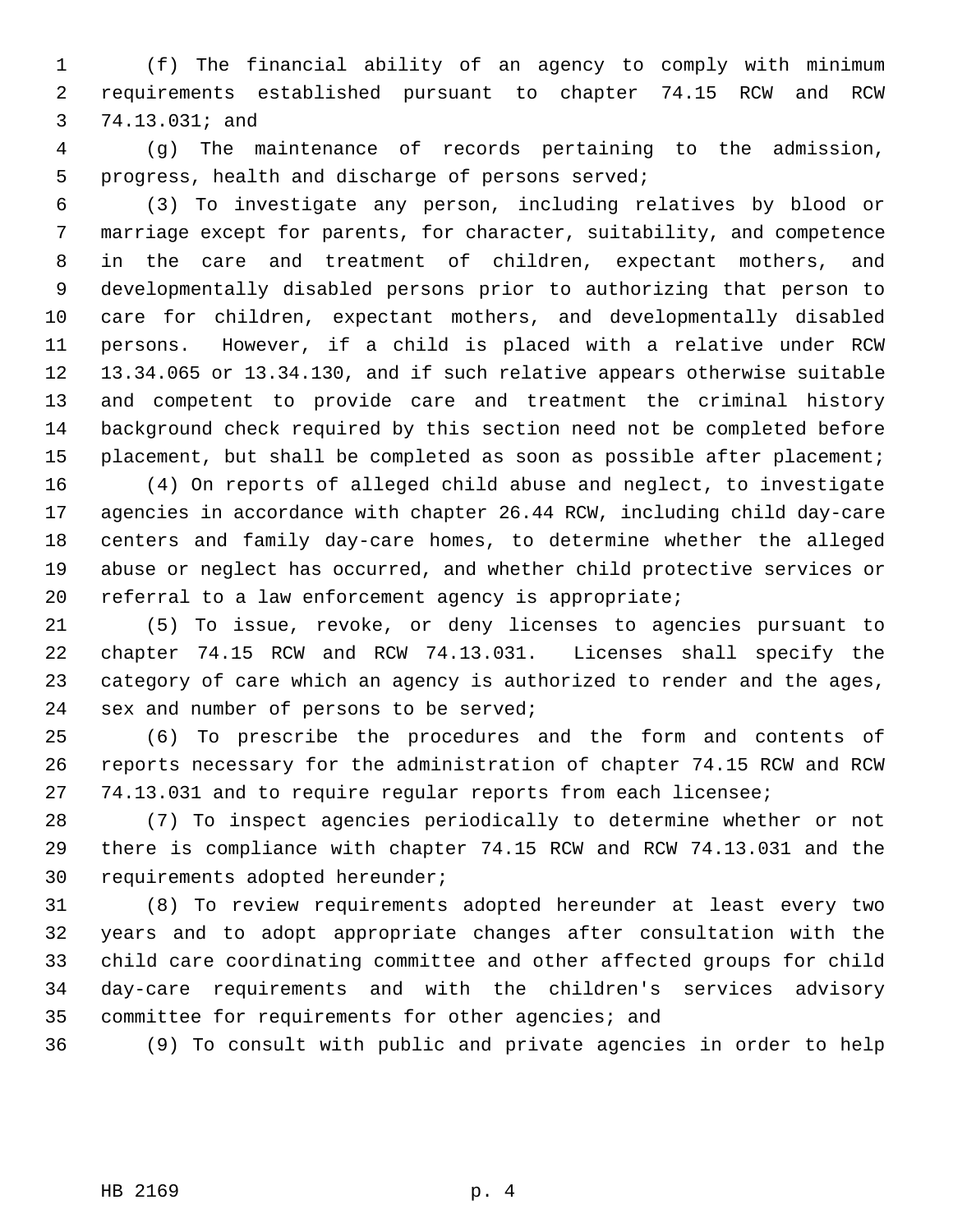(f) The financial ability of an agency to comply with minimum requirements established pursuant to chapter 74.15 RCW and RCW 74.13.031; and

(g) The maintenance of records pertaining to the admission, progress, health and discharge of persons served;

(3) To investigate any person, including relatives by blood or marriage except for parents, for character, suitability, and competence in the care and treatment of children, expectant mothers, and developmentally disabled persons prior to authorizing that person to care for children, expectant mothers, and developmentally disabled persons. However, if a child is placed with a relative under RCW 13.34.065 or 13.34.130, and if such relative appears otherwise suitable and competent to provide care and treatment the criminal history background check required by this section need not be completed before placement, but shall be completed as soon as possible after placement;

(4) On reports of alleged child abuse and neglect, to investigate agencies in accordance with chapter 26.44 RCW, including child day-care centers and family day-care homes, to determine whether the alleged abuse or neglect has occurred, and whether child protective services or referral to a law enforcement agency is appropriate;

(5) To issue, revoke, or deny licenses to agencies pursuant to chapter 74.15 RCW and RCW 74.13.031. Licenses shall specify the category of care which an agency is authorized to render and the ages, sex and number of persons to be served;

(6) To prescribe the procedures and the form and contents of reports necessary for the administration of chapter 74.15 RCW and RCW 74.13.031 and to require regular reports from each licensee;

(7) To inspect agencies periodically to determine whether or not there is compliance with chapter 74.15 RCW and RCW 74.13.031 and the requirements adopted hereunder;

(8) To review requirements adopted hereunder at least every two years and to adopt appropriate changes after consultation with the child care coordinating committee and other affected groups for child day-care requirements and with the children's services advisory committee for requirements for other agencies; and

(9) To consult with public and private agencies in order to help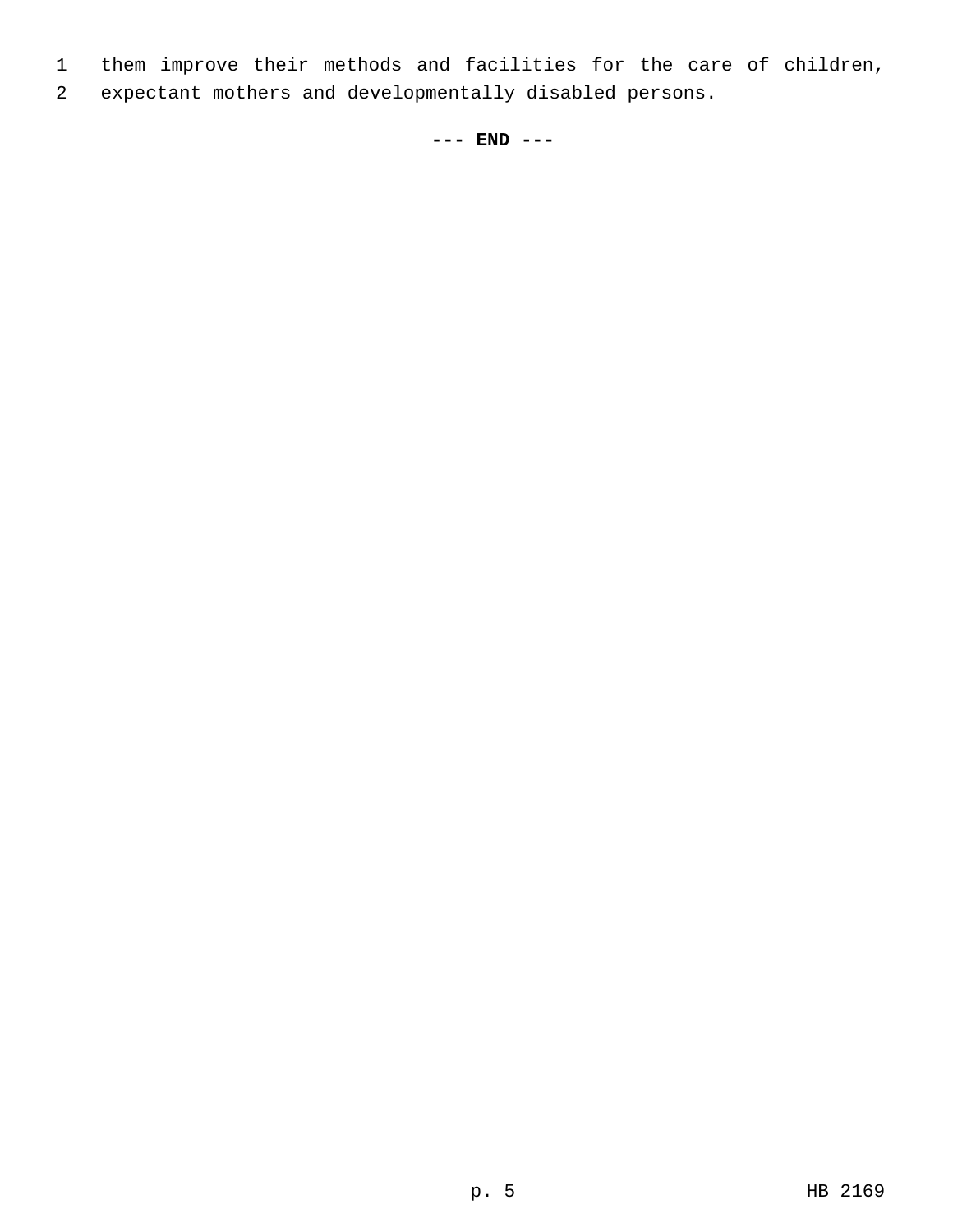them improve their methods and facilities for the care of children, expectant mothers and developmentally disabled persons.

**--- END ---**